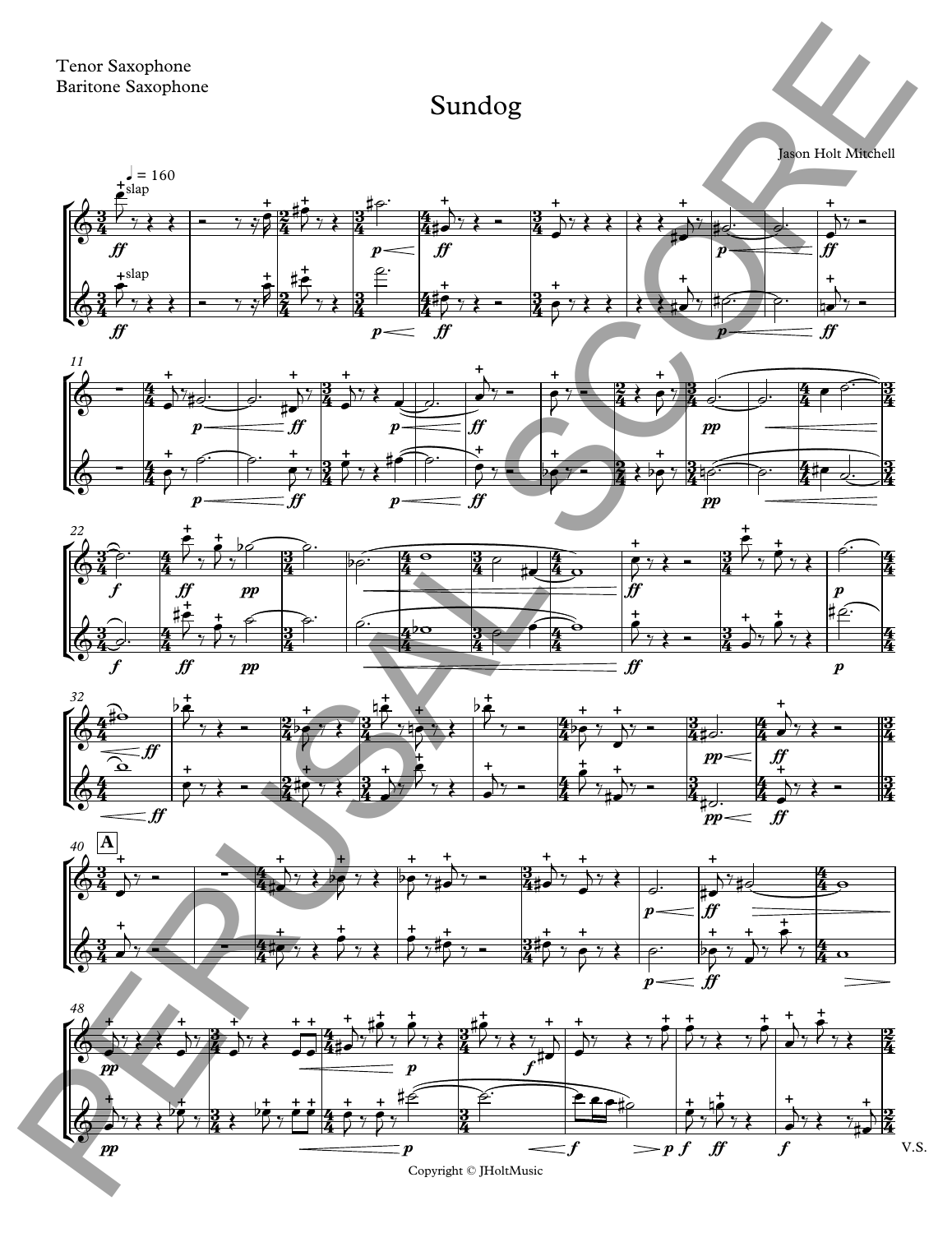Tenor Saxophone
Baritone Saxophone

# Sundog

Jason Holt Mitchell

Copyright © JHoltMusic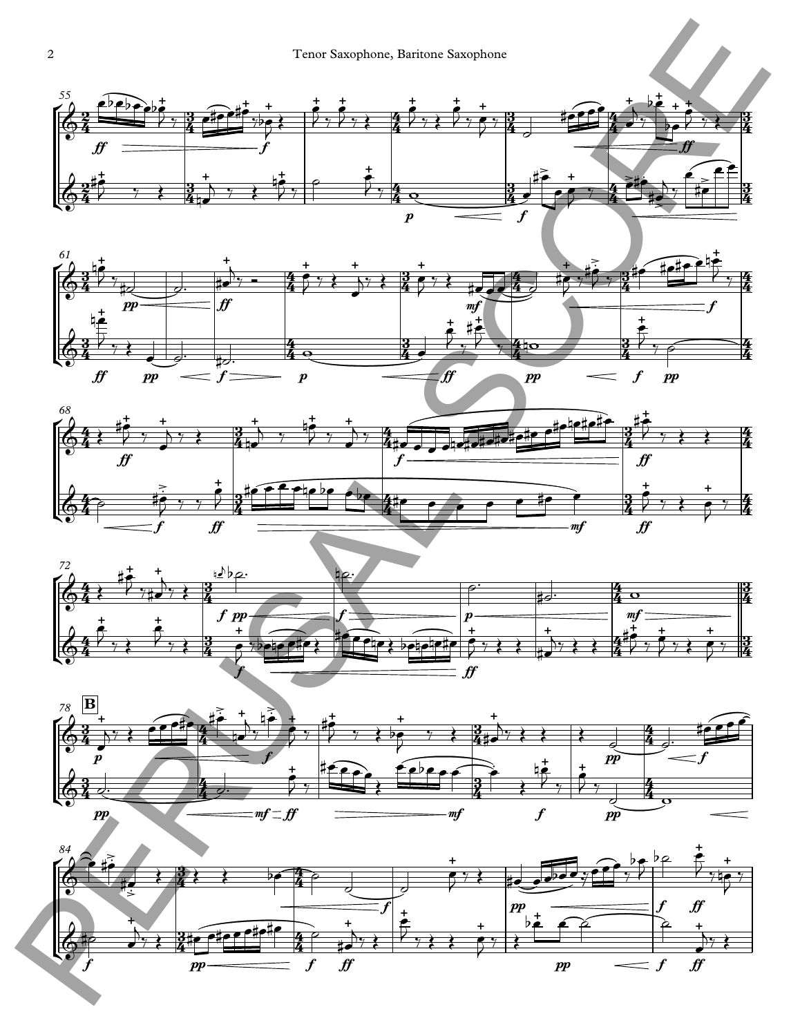PERUSAL SCORE